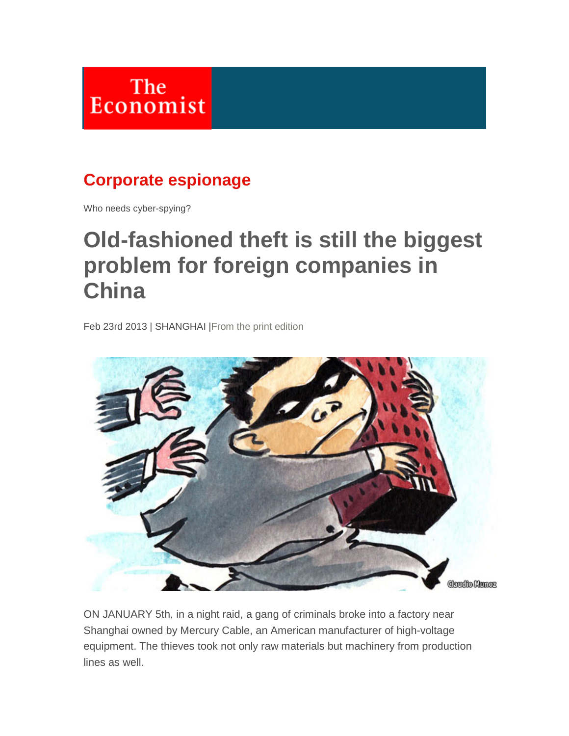# The Economist

## Corporate espionage

Who needs cyber-spying?

# Old-fashioned theft is still the biggest problem for foreign companies in China

Feb 23rd 2013 | SHANGHAI |From the print edition

ON JANUARY 5th, in a night raid, a gang of criminals broke into a factory near Shanghai owned by Mercury Cable, an American manufacturer of high-voltage equipment. The thieves took not only raw materials but machinery from production lines as well.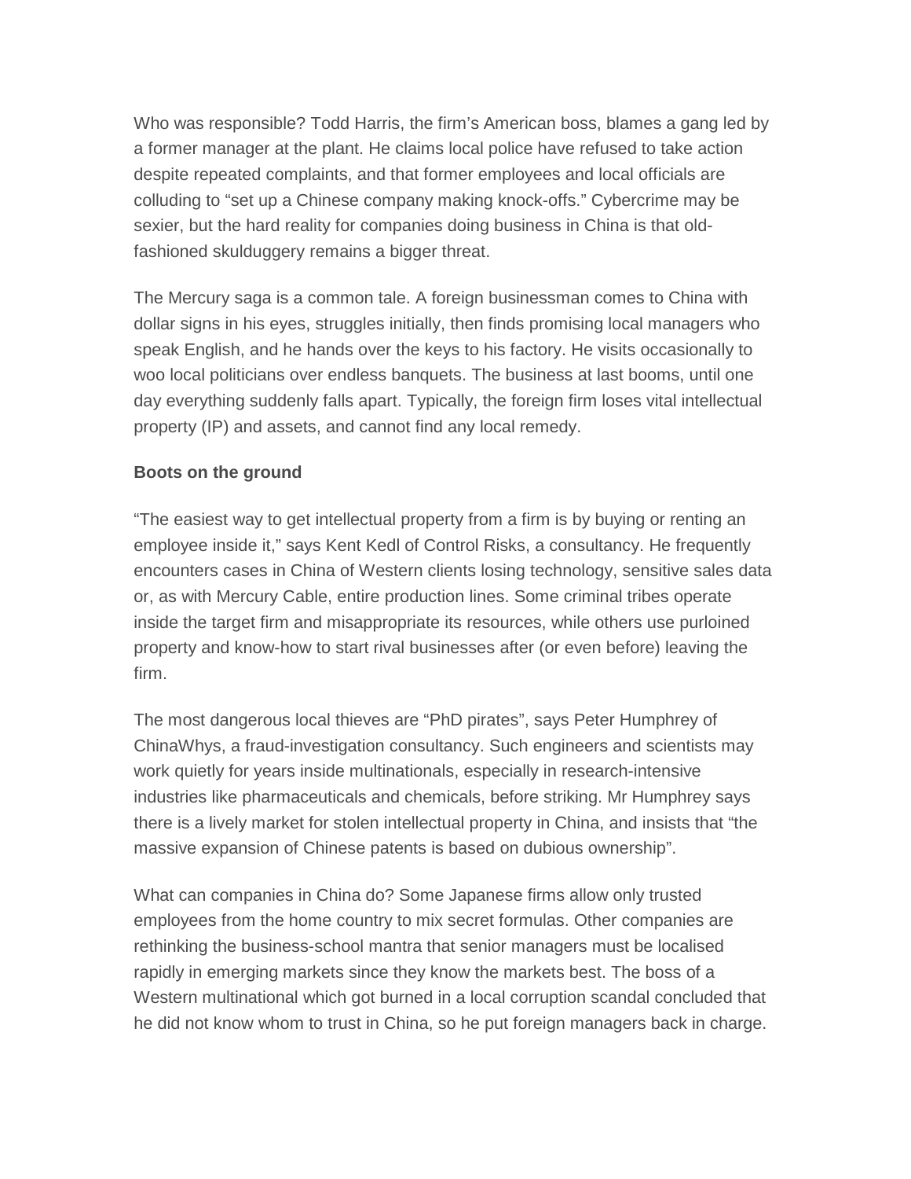Who was responsible? Todd Harris, the firm's American boss, blames a gang led by a former manager at the plant. He claims local police have refused to take action despite repeated complaints, and that former employees and local officials are colluding to "set up a Chinese company making knock-offs." Cybercrime may be sexier, but the hard reality for companies doing business in China is that old-fashioned skulduggery remains a bigger threat.

The Mercury saga is a common tale. A foreign businessman comes to China with dollar signs in his eyes, struggles initially, then finds promising local managers who speak English, and he hands over the keys to his factory. He visits occasionally to woo local politicians over endless banquets. The business at last booms, until one day everything suddenly falls apart. Typically, the foreign firm loses vital intellectual property (IP) and assets, and cannot find any local remedy.

**Boots on the ground**

"The easiest way to get intellectual property from a firm is by buying or renting an employee inside it," says Kent Kedl of Control Risks, a consultancy. He frequently encounters cases in China of Western clients losing technology, sensitive sales data or, as with Mercury Cable, entire production lines. Some criminal tribes operate inside the target firm and misappropriate its resources, while others use purloined property and know-how to start rival businesses after (or even before) leaving the firm.

The most dangerous local thieves are "PhD pirates", says Peter Humphrey of ChinaWhys, a fraud-investigation consultancy. Such engineers and scientists may work quietly for years inside multinationals, especially in research-intensive industries like pharmaceuticals and chemicals, before striking. Mr Humphrey says there is a lively market for stolen intellectual property in China, and insists that "the massive expansion of Chinese patents is based on dubious ownership".

What can companies in China do? Some Japanese firms allow only trusted employees from the home country to mix secret formulas. Other companies are rethinking the business-school mantra that senior managers must be localised rapidly in emerging markets since they know the markets best. The boss of a Western multinational which got burned in a local corruption scandal concluded that he did not know whom to trust in China, so he put foreign managers back in charge.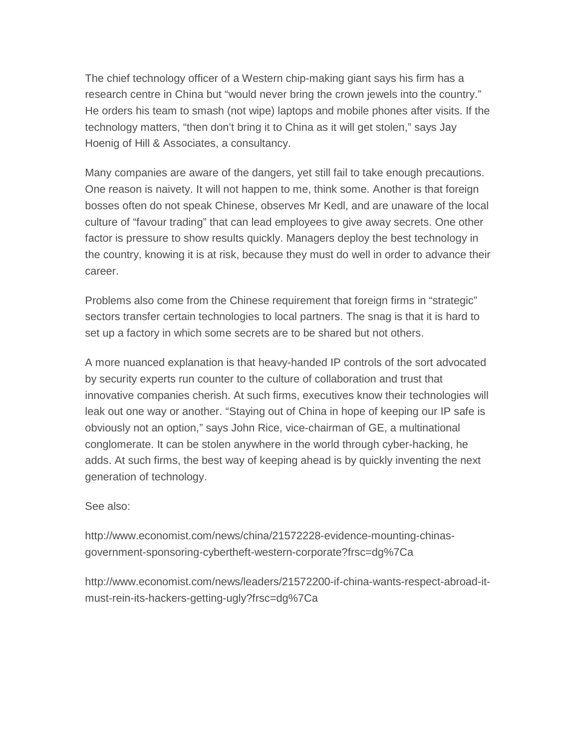The chief technology officer of a Western chip-making giant says his firm has a research centre in China but "would never bring the crown jewels into the country." He orders his team to smash (not wipe) laptops and mobile phones after visits. If the technology matters, "then don't bring it to China as it will get stolen," says Jay Hoenig of Hill & Associates, a consultancy.

Many companies are aware of the dangers, yet still fail to take enough precautions. One reason is naivety. It will not happen to me, think some. Another is that foreign bosses often do not speak Chinese, observes Mr Kedl, and are unaware of the local culture of "favour trading" that can lead employees to give away secrets. One other factor is pressure to show results quickly. Managers deploy the best technology in the country, knowing it is at risk, because they must do well in order to advance their career.

Problems also come from the Chinese requirement that foreign firms in "strategic" sectors transfer certain technologies to local partners. The snag is that it is hard to set up a factory in which some secrets are to be shared but not others.

A more nuanced explanation is that heavy-handed IP controls of the sort advocated by security experts run counter to the culture of collaboration and trust that innovative companies cherish. At such firms, executives know their technologies will leak out one way or another. "Staying out of China in hope of keeping our IP safe is obviously not an option," says John Rice, vice-chairman of GE, a multinational conglomerate. It can be stolen anywhere in the world through cyber-hacking, he adds. At such firms, the best way of keeping ahead is by quickly inventing the next generation of technology.

See also:

http://www.economist.com/news/china/21572228-evidence-mounting-chinas-government-sponsoring-cybertheft-western-corporate?frsc=dg%7Ca

http://www.economist.com/news/leaders/21572200-if-china-wants-respect-abroad-it-must-rein-its-hackers-getting-ugly?frsc=dg%7Ca